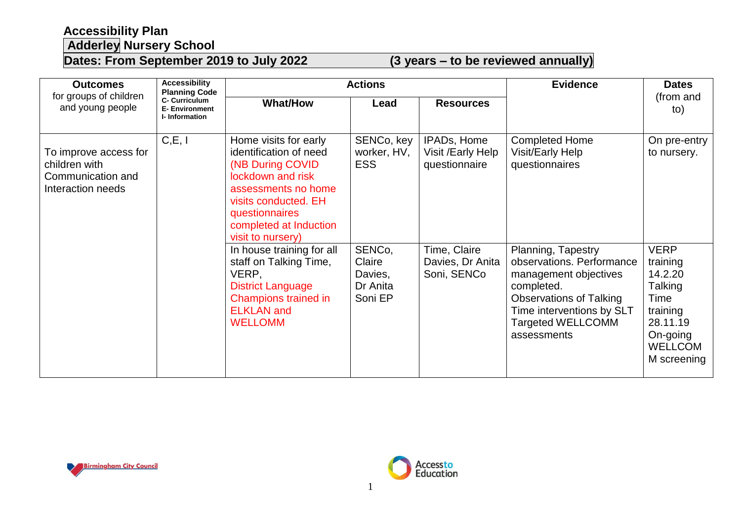# Accessibility Plan

## Adderley Nursery School

**Dates: From September 2019 to July 2022 (3 years – to be reviewed annually)**

| **Outcomes** for groups of children and young people | **Accessibility Planning Code** C- Curriculum E- Environment I- Information | **Actions** | | | **Evidence** | **Dates** (from and to) |
|---|---|---|---|---|---|---|
| | | **What/How** | **Lead** | **Resources** | | |
| To improve access for children with Communication and Interaction needs | C,E, I | Home visits for early identification of need (NB During COVID lockdown and risk assessments no home visits conducted. EH questionnaires completed at Induction visit to nursery) | SENCo, key worker, HV, ESS | IPADs, Home Visit /Early Help questionnaire | Completed Home Visit/Early Help questionnaires | On pre-entry to nursery. |
| | | In house training for all staff on Talking Time, VERP, District Language Champions trained in ELKLAN and WELLOMM | SENCo, Claire Davies, Dr Anita Soni EP | Time, Claire Davies, Dr Anita Soni, SENCo | Planning, Tapestry observations. Performance management objectives completed. Observations of Talking Time interventions by SLT Targeted WELLCOMM assessments | VERP training 14.2.20 Talking Time training 28.11.19 On-going WELLCOMM screening |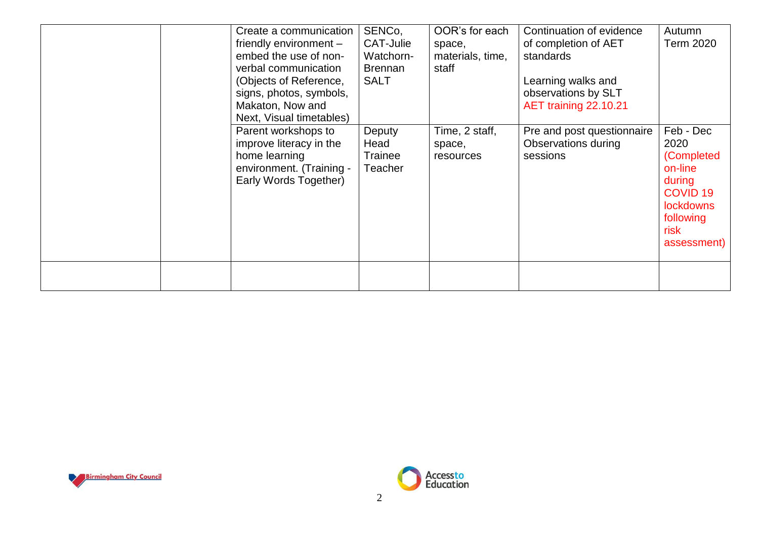| | | | | | | |
|---|---|---|---|---|---|---|
| | | Create a communication friendly environment – embed the use of non-verbal communication (Objects of Reference, signs, photos, symbols, Makaton, Now and Next, Visual timetables) | SENCo, CAT-Julie Watchorn-Brennan SALT | OOR's for each space, materials, time, staff | Continuation of evidence of completion of AET standards<br><br>Learning walks and observations by SLT<br>AET training 22.10.21 | Autumn Term 2020 |
| | | Parent workshops to improve literacy in the home learning environment. (Training - Early Words Together) | Deputy Head Trainee Teacher | Time, 2 staff, space, resources | Pre and post questionnaire Observations during sessions | Feb - Dec 2020 (Completed on-line during COVID 19 lockdowns following risk assessment) |
| | | | | | | |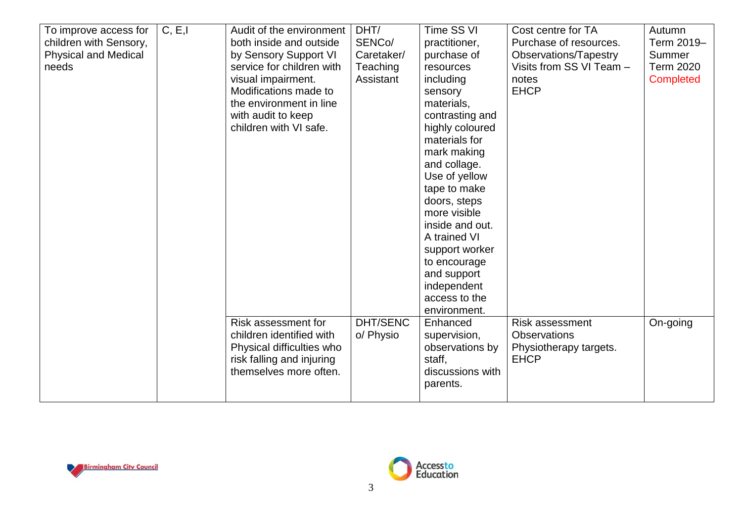| | | | | | | |
|---|---|---|---|---|---|---|
| To improve access for children with Sensory, Physical and Medical needs | C, E,I | Audit of the environment both inside and outside by Sensory Support VI service for children with visual impairment. Modifications made to the environment in line with audit to keep children with VI safe. | DHT/ SENCo/ Caretaker/ Teaching Assistant | Time SS VI practitioner, purchase of resources including sensory materials, contrasting and highly coloured materials for mark making and collage. Use of yellow tape to make doors, steps more visible inside and out. A trained VI support worker to encourage and support independent access to the environment. | Cost centre for TA Purchase of resources. Observations/Tapestry Visits from SS VI Team – notes EHCP | Autumn Term 2019– Summer Term 2020 Completed |
| | | Risk assessment for children identified with Physical difficulties who risk falling and injuring themselves more often. | DHT/SENCo/ Physio | Enhanced supervision, observations by staff, discussions with parents. | Risk assessment Observations Physiotherapy targets. EHCP | On-going |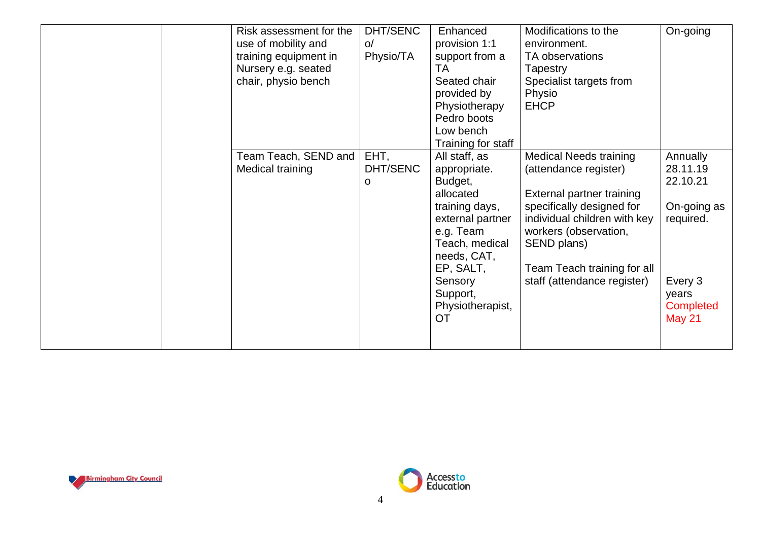| | | | | | | |
|---|---|---|---|---|---|---|
| | | Risk assessment for the use of mobility and training equipment in Nursery e.g. seated chair, physio bench | DHT/SENCo/ Physio/TA | Enhanced provision 1:1 support from a TA<br>Seated chair provided by Physiotherapy<br>Pedro boots<br>Low bench<br>Training for staff | Modifications to the environment.<br>TA observations<br>Tapestry<br>Specialist targets from Physio<br>EHCP | On-going |
| | | Team Teach, SEND and Medical training | EHT, DHT/SENCo | All staff, as appropriate.<br>Budget, allocated training days, external partner e.g. Team Teach, medical needs, CAT, EP, SALT, Sensory Support, Physiotherapist, OT | Medical Needs training (attendance register)<br><br>External partner training specifically designed for individual children with key workers (observation, SEND plans)<br><br>Team Teach training for all staff (attendance register) | Annually<br>28.11.19<br>22.10.21<br><br>On-going as required.<br><br>Every 3 years<br>Completed May 21 |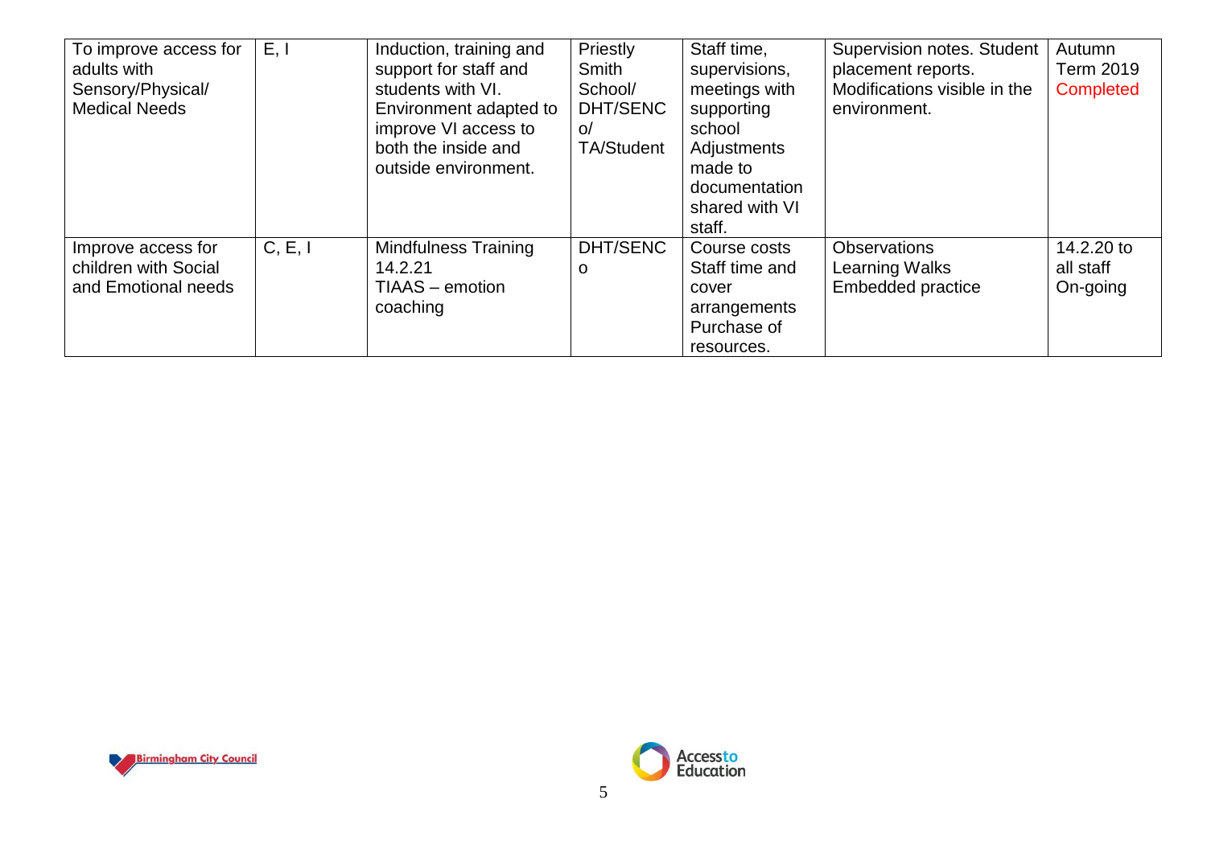| | | | | | | |
|---|---|---|---|---|---|---|
| To improve access for adults with Sensory/Physical/ Medical Needs | E, I | Induction, training and support for staff and students with VI. Environment adapted to improve VI access to both the inside and outside environment. | Priestly Smith School/ DHT/SENCo/ TA/Student | Staff time, supervisions, meetings with supporting school Adjustments made to documentation shared with VI staff. | Supervision notes. Student placement reports. Modifications visible in the environment. | Autumn Term 2019 Completed |
| Improve access for children with Social and Emotional needs | C, E, I | Mindfulness Training 14.2.21 TIAAS – emotion coaching | DHT/SENCo | Course costs Staff time and cover arrangements Purchase of resources. | Observations Learning Walks Embedded practice | 14.2.20 to all staff On-going |